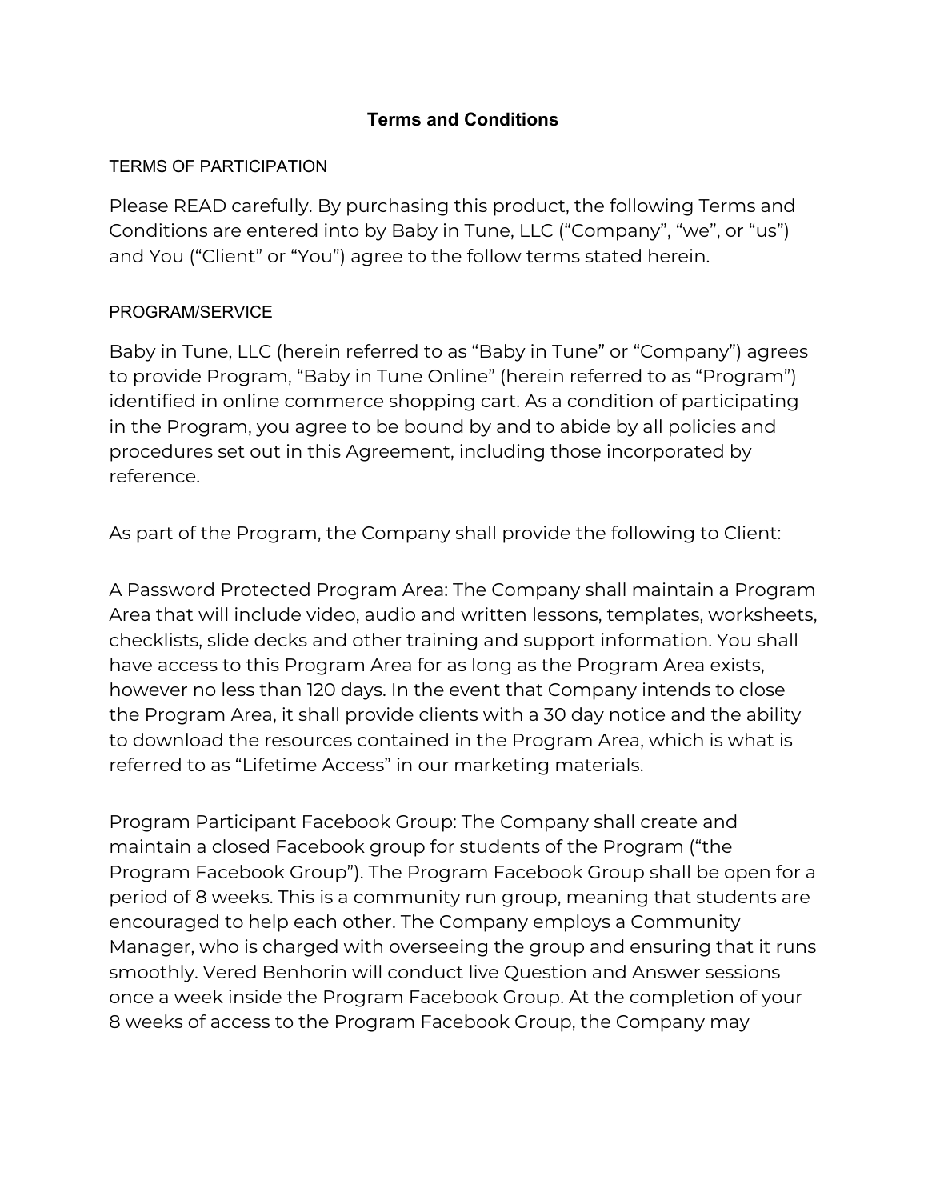# Terms and Conditions

## TERMS OF PARTICIPATION

Please READ carefully. By purchasing this product, the following Terms and Conditions are entered into by Baby in Tune, LLC ("Company", "we", or "us") and You ("Client" or "You") agree to the follow terms stated herein.

## PROGRAM/SERVICE

Baby in Tune, LLC (herein referred to as "Baby in Tune" or "Company") agrees to provide Program, "Baby in Tune Online" (herein referred to as "Program") identified in online commerce shopping cart. As a condition of participating in the Program, you agree to be bound by and to abide by all policies and procedures set out in this Agreement, including those incorporated by reference.

As part of the Program, the Company shall provide the following to Client:

A Password Protected Program Area: The Company shall maintain a Program Area that will include video, audio and written lessons, templates, worksheets, checklists, slide decks and other training and support information. You shall have access to this Program Area for as long as the Program Area exists, however no less than 120 days. In the event that Company intends to close the Program Area, it shall provide clients with a 30 day notice and the ability to download the resources contained in the Program Area, which is what is referred to as "Lifetime Access" in our marketing materials.

Program Participant Facebook Group: The Company shall create and maintain a closed Facebook group for students of the Program ("the Program Facebook Group"). The Program Facebook Group shall be open for a period of 8 weeks. This is a community run group, meaning that students are encouraged to help each other. The Company employs a Community Manager, who is charged with overseeing the group and ensuring that it runs smoothly. Vered Benhorin will conduct live Question and Answer sessions once a week inside the Program Facebook Group. At the completion of your 8 weeks of access to the Program Facebook Group, the Company may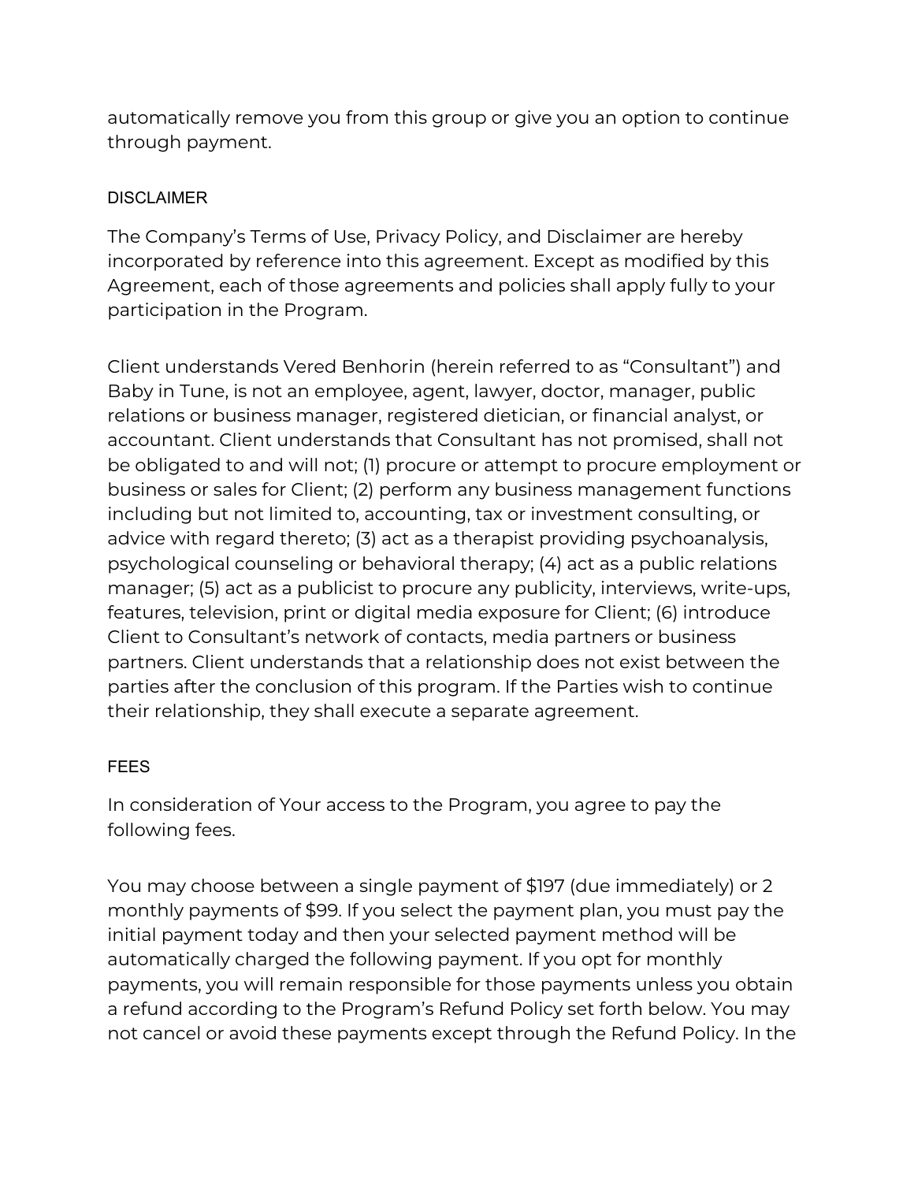automatically remove you from this group or give you an option to continue through payment.

## DISCLAIMER

The Company's Terms of Use, Privacy Policy, and Disclaimer are hereby incorporated by reference into this agreement. Except as modified by this Agreement, each of those agreements and policies shall apply fully to your participation in the Program.

Client understands Vered Benhorin (herein referred to as "Consultant") and Baby in Tune, is not an employee, agent, lawyer, doctor, manager, public relations or business manager, registered dietician, or financial analyst, or accountant. Client understands that Consultant has not promised, shall not be obligated to and will not; (1) procure or attempt to procure employment or business or sales for Client; (2) perform any business management functions including but not limited to, accounting, tax or investment consulting, or advice with regard thereto; (3) act as a therapist providing psychoanalysis, psychological counseling or behavioral therapy; (4) act as a public relations manager; (5) act as a publicist to procure any publicity, interviews, write-ups, features, television, print or digital media exposure for Client; (6) introduce Client to Consultant's network of contacts, media partners or business partners. Client understands that a relationship does not exist between the parties after the conclusion of this program. If the Parties wish to continue their relationship, they shall execute a separate agreement.

## FEES

In consideration of Your access to the Program, you agree to pay the following fees.

You may choose between a single payment of $197 (due immediately) or 2 monthly payments of $99. If you select the payment plan, you must pay the initial payment today and then your selected payment method will be automatically charged the following payment. If you opt for monthly payments, you will remain responsible for those payments unless you obtain a refund according to the Program's Refund Policy set forth below. You may not cancel or avoid these payments except through the Refund Policy. In the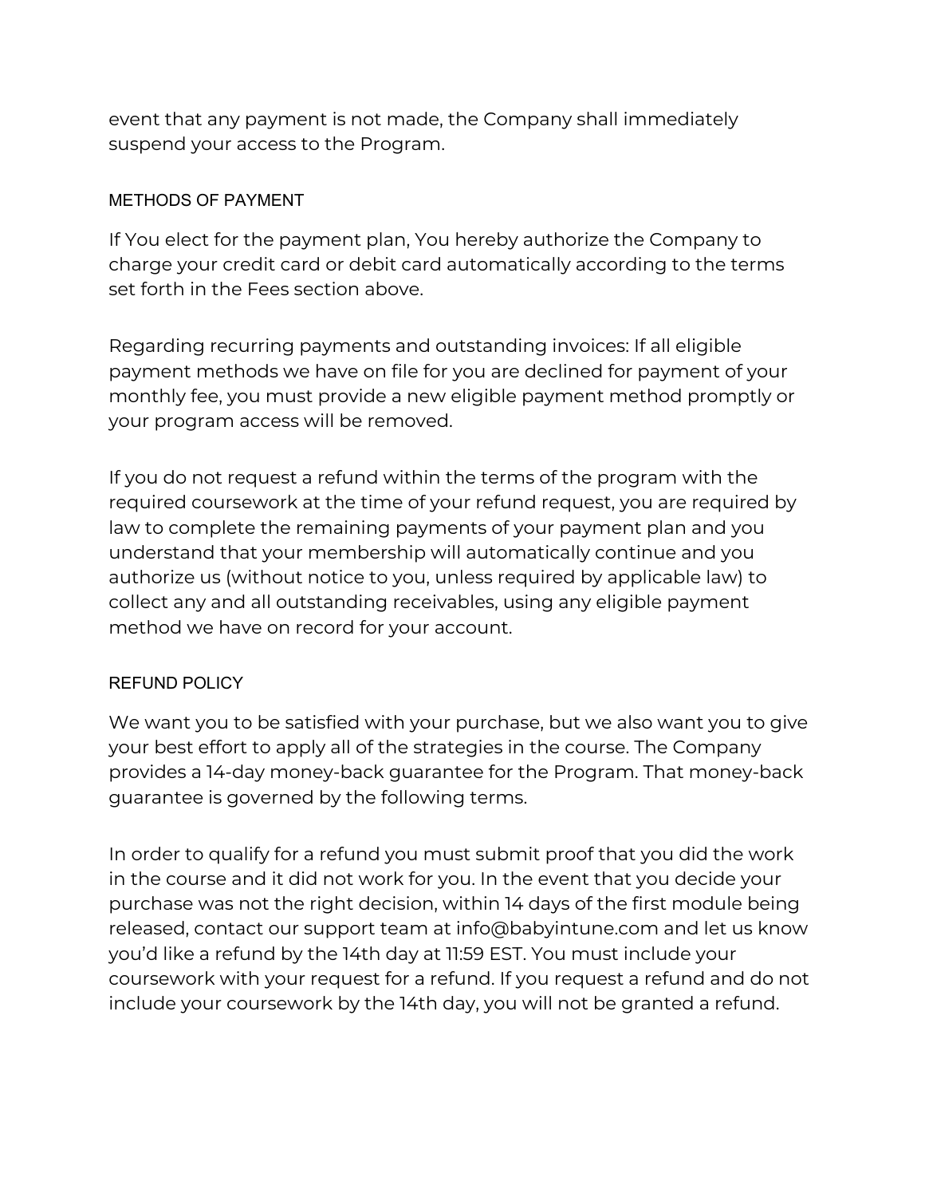event that any payment is not made, the Company shall immediately suspend your access to the Program.

## METHODS OF PAYMENT

If You elect for the payment plan, You hereby authorize the Company to charge your credit card or debit card automatically according to the terms set forth in the Fees section above.

Regarding recurring payments and outstanding invoices: If all eligible payment methods we have on file for you are declined for payment of your monthly fee, you must provide a new eligible payment method promptly or your program access will be removed.

If you do not request a refund within the terms of the program with the required coursework at the time of your refund request, you are required by law to complete the remaining payments of your payment plan and you understand that your membership will automatically continue and you authorize us (without notice to you, unless required by applicable law) to collect any and all outstanding receivables, using any eligible payment method we have on record for your account.

## REFUND POLICY

We want you to be satisfied with your purchase, but we also want you to give your best effort to apply all of the strategies in the course. The Company provides a 14-day money-back guarantee for the Program. That money-back guarantee is governed by the following terms.

In order to qualify for a refund you must submit proof that you did the work in the course and it did not work for you. In the event that you decide your purchase was not the right decision, within 14 days of the first module being released, contact our support team at info@babyintune.com and let us know you'd like a refund by the 14th day at 11:59 EST. You must include your coursework with your request for a refund. If you request a refund and do not include your coursework by the 14th day, you will not be granted a refund.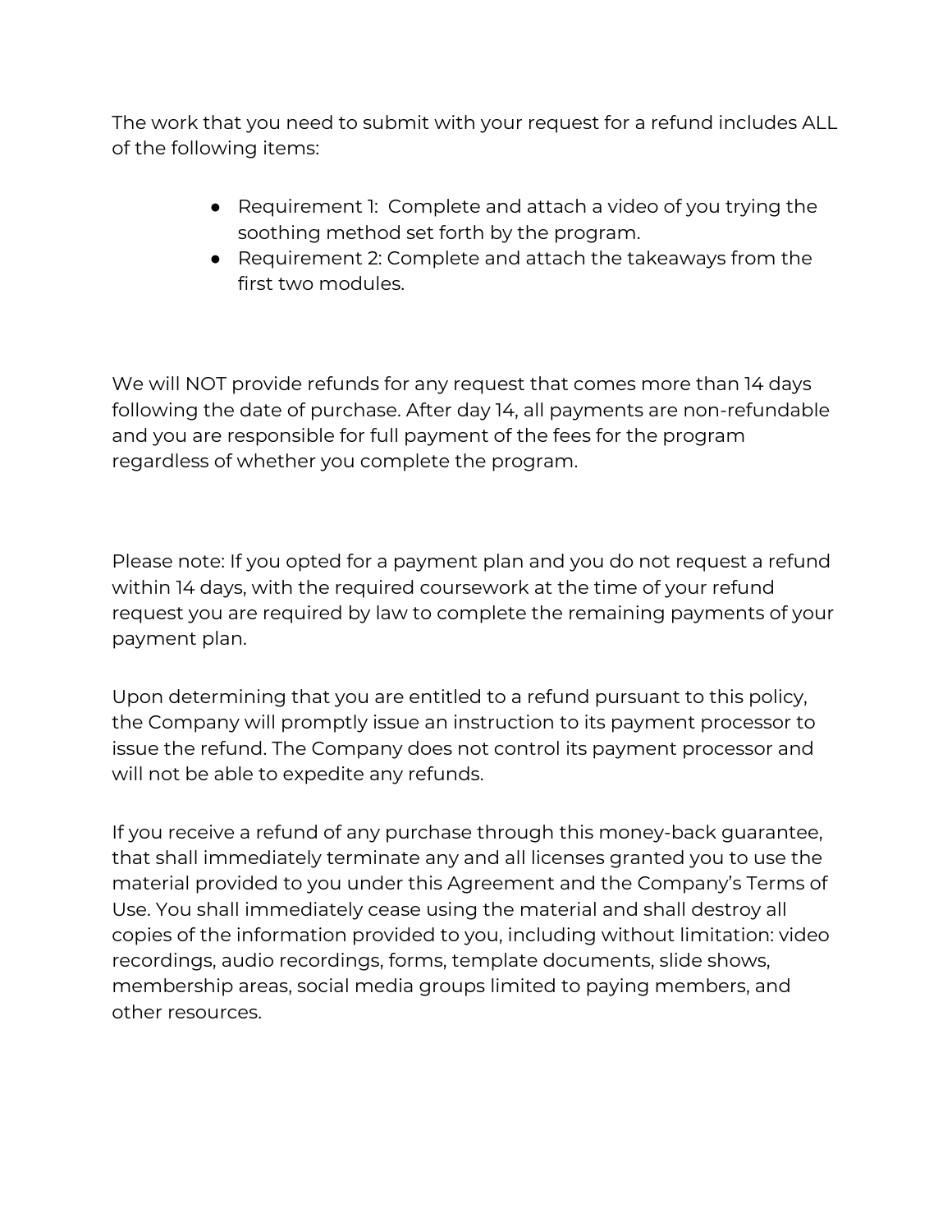The work that you need to submit with your request for a refund includes ALL of the following items:

- Requirement 1: Complete and attach a video of you trying the soothing method set forth by the program.
- Requirement 2: Complete and attach the takeaways from the first two modules.

We will NOT provide refunds for any request that comes more than 14 days following the date of purchase. After day 14, all payments are non-refundable and you are responsible for full payment of the fees for the program regardless of whether you complete the program.

Please note: If you opted for a payment plan and you do not request a refund within 14 days, with the required coursework at the time of your refund request you are required by law to complete the remaining payments of your payment plan.

Upon determining that you are entitled to a refund pursuant to this policy, the Company will promptly issue an instruction to its payment processor to issue the refund. The Company does not control its payment processor and will not be able to expedite any refunds.

If you receive a refund of any purchase through this money-back guarantee, that shall immediately terminate any and all licenses granted you to use the material provided to you under this Agreement and the Company's Terms of Use. You shall immediately cease using the material and shall destroy all copies of the information provided to you, including without limitation: video recordings, audio recordings, forms, template documents, slide shows, membership areas, social media groups limited to paying members, and other resources.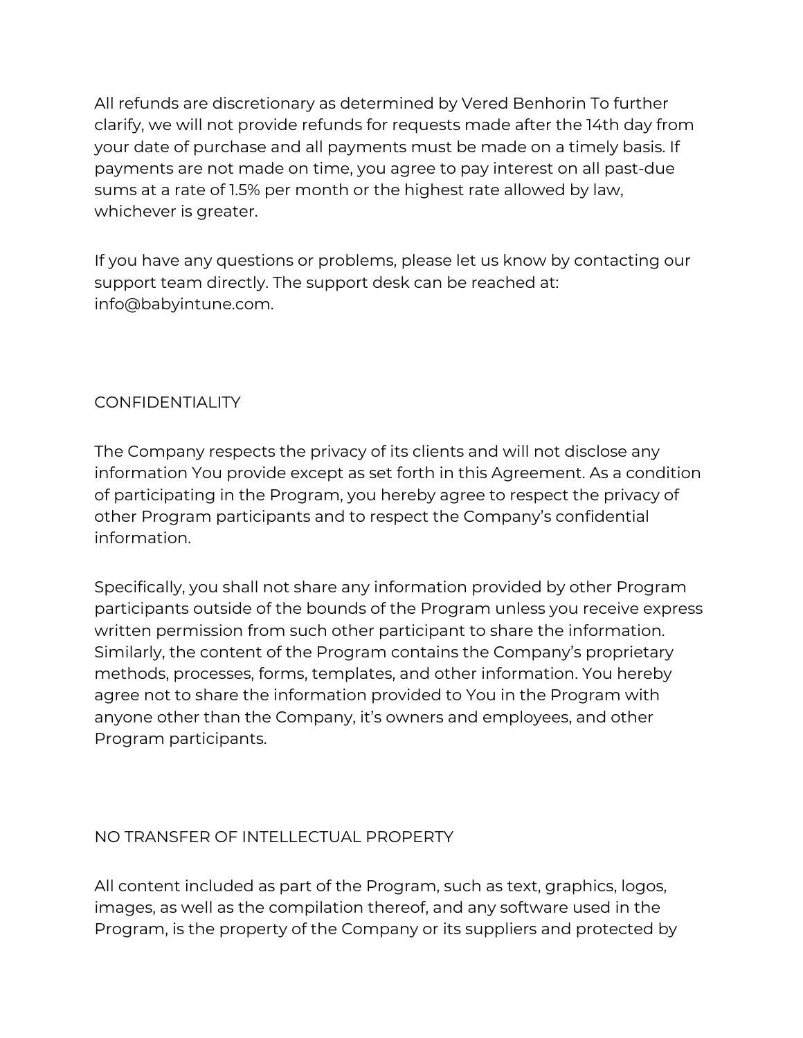All refunds are discretionary as determined by Vered Benhorin To further clarify, we will not provide refunds for requests made after the 14th day from your date of purchase and all payments must be made on a timely basis. If payments are not made on time, you agree to pay interest on all past-due sums at a rate of 1.5% per month or the highest rate allowed by law, whichever is greater.

If you have any questions or problems, please let us know by contacting our support team directly. The support desk can be reached at: info@babyintune.com.

## CONFIDENTIALITY

The Company respects the privacy of its clients and will not disclose any information You provide except as set forth in this Agreement. As a condition of participating in the Program, you hereby agree to respect the privacy of other Program participants and to respect the Company's confidential information.

Specifically, you shall not share any information provided by other Program participants outside of the bounds of the Program unless you receive express written permission from such other participant to share the information. Similarly, the content of the Program contains the Company's proprietary methods, processes, forms, templates, and other information. You hereby agree not to share the information provided to You in the Program with anyone other than the Company, it's owners and employees, and other Program participants.

## NO TRANSFER OF INTELLECTUAL PROPERTY

All content included as part of the Program, such as text, graphics, logos, images, as well as the compilation thereof, and any software used in the Program, is the property of the Company or its suppliers and protected by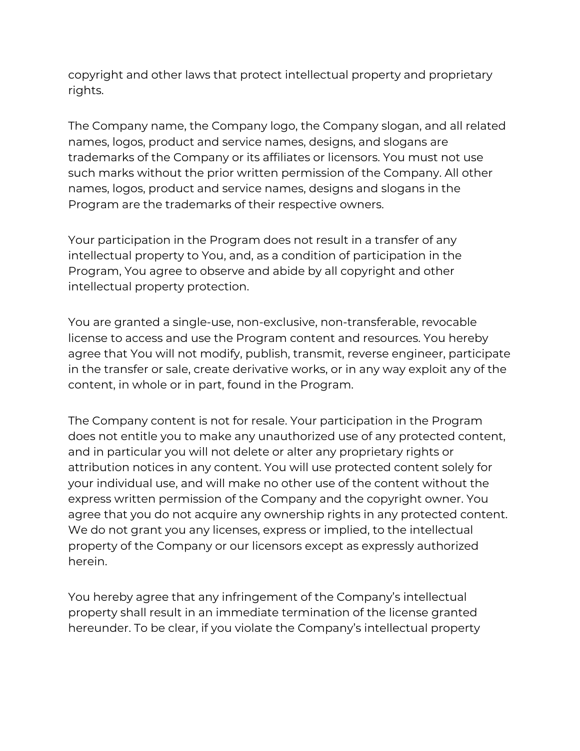copyright and other laws that protect intellectual property and proprietary rights.

The Company name, the Company logo, the Company slogan, and all related names, logos, product and service names, designs, and slogans are trademarks of the Company or its affiliates or licensors. You must not use such marks without the prior written permission of the Company. All other names, logos, product and service names, designs and slogans in the Program are the trademarks of their respective owners.

Your participation in the Program does not result in a transfer of any intellectual property to You, and, as a condition of participation in the Program, You agree to observe and abide by all copyright and other intellectual property protection.

You are granted a single-use, non-exclusive, non-transferable, revocable license to access and use the Program content and resources. You hereby agree that You will not modify, publish, transmit, reverse engineer, participate in the transfer or sale, create derivative works, or in any way exploit any of the content, in whole or in part, found in the Program.

The Company content is not for resale. Your participation in the Program does not entitle you to make any unauthorized use of any protected content, and in particular you will not delete or alter any proprietary rights or attribution notices in any content. You will use protected content solely for your individual use, and will make no other use of the content without the express written permission of the Company and the copyright owner. You agree that you do not acquire any ownership rights in any protected content. We do not grant you any licenses, express or implied, to the intellectual property of the Company or our licensors except as expressly authorized herein.

You hereby agree that any infringement of the Company's intellectual property shall result in an immediate termination of the license granted hereunder. To be clear, if you violate the Company's intellectual property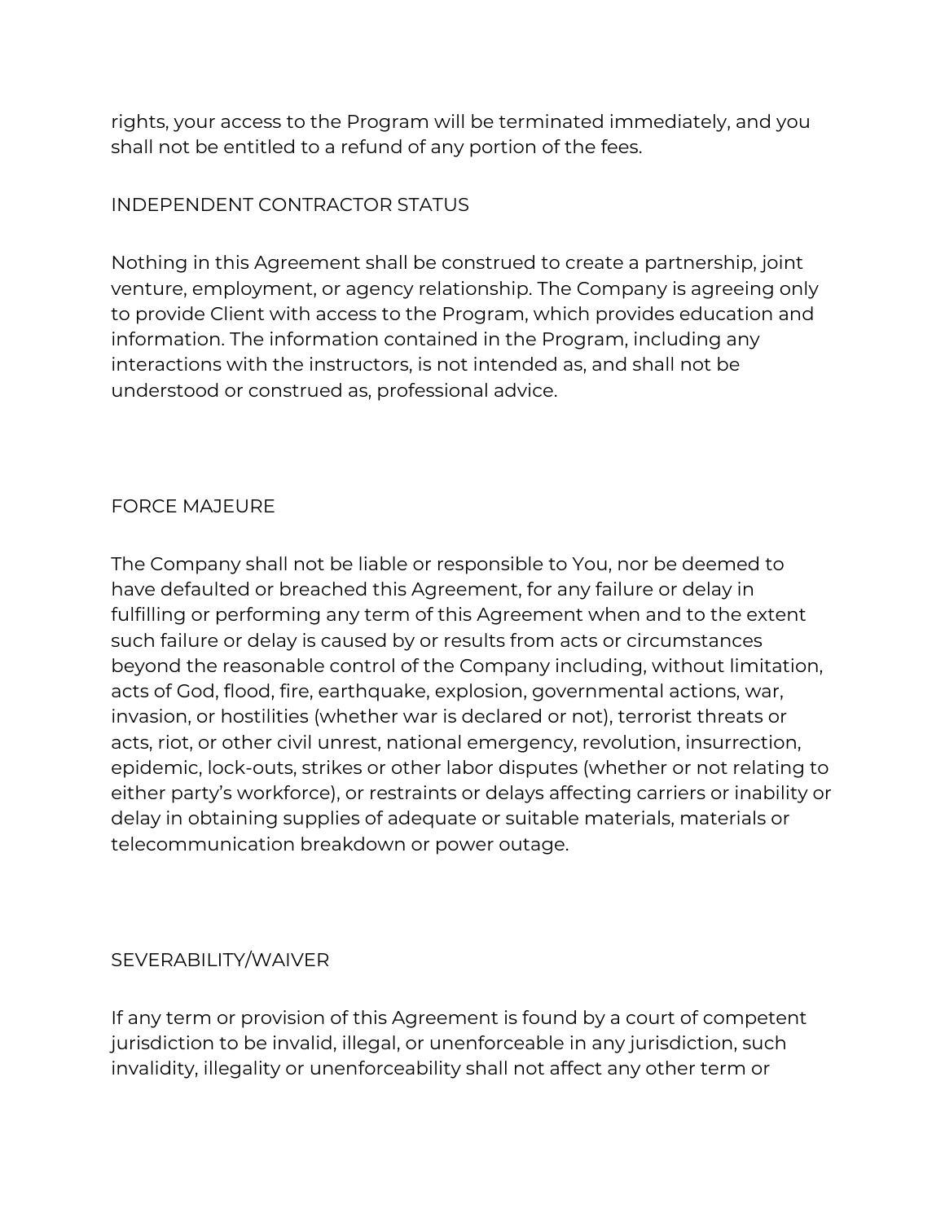rights, your access to the Program will be terminated immediately, and you shall not be entitled to a refund of any portion of the fees.

## INDEPENDENT CONTRACTOR STATUS

Nothing in this Agreement shall be construed to create a partnership, joint venture, employment, or agency relationship. The Company is agreeing only to provide Client with access to the Program, which provides education and information. The information contained in the Program, including any interactions with the instructors, is not intended as, and shall not be understood or construed as, professional advice.

## FORCE MAJEURE

The Company shall not be liable or responsible to You, nor be deemed to have defaulted or breached this Agreement, for any failure or delay in fulfilling or performing any term of this Agreement when and to the extent such failure or delay is caused by or results from acts or circumstances beyond the reasonable control of the Company including, without limitation, acts of God, flood, fire, earthquake, explosion, governmental actions, war, invasion, or hostilities (whether war is declared or not), terrorist threats or acts, riot, or other civil unrest, national emergency, revolution, insurrection, epidemic, lock-outs, strikes or other labor disputes (whether or not relating to either party's workforce), or restraints or delays affecting carriers or inability or delay in obtaining supplies of adequate or suitable materials, materials or telecommunication breakdown or power outage.

## SEVERABILITY/WAIVER

If any term or provision of this Agreement is found by a court of competent jurisdiction to be invalid, illegal, or unenforceable in any jurisdiction, such invalidity, illegality or unenforceability shall not affect any other term or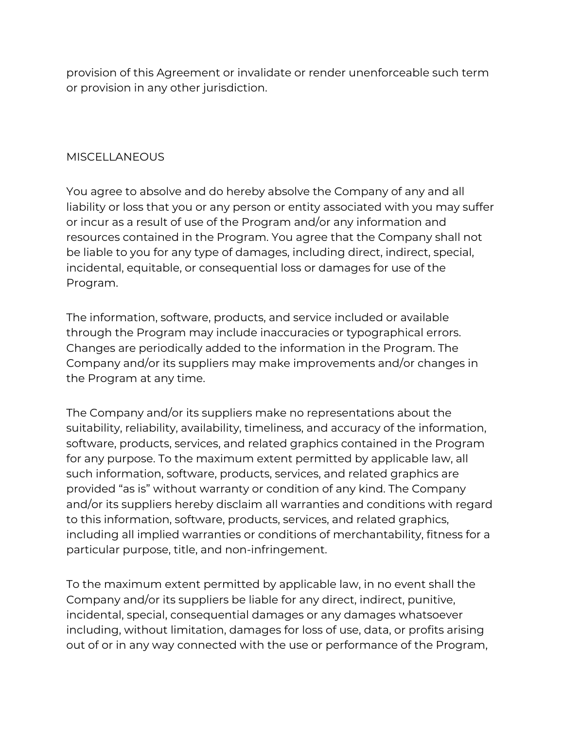provision of this Agreement or invalidate or render unenforceable such term or provision in any other jurisdiction.

## MISCELLANEOUS

You agree to absolve and do hereby absolve the Company of any and all liability or loss that you or any person or entity associated with you may suffer or incur as a result of use of the Program and/or any information and resources contained in the Program. You agree that the Company shall not be liable to you for any type of damages, including direct, indirect, special, incidental, equitable, or consequential loss or damages for use of the Program.

The information, software, products, and service included or available through the Program may include inaccuracies or typographical errors. Changes are periodically added to the information in the Program. The Company and/or its suppliers may make improvements and/or changes in the Program at any time.

The Company and/or its suppliers make no representations about the suitability, reliability, availability, timeliness, and accuracy of the information, software, products, services, and related graphics contained in the Program for any purpose. To the maximum extent permitted by applicable law, all such information, software, products, services, and related graphics are provided “as is” without warranty or condition of any kind. The Company and/or its suppliers hereby disclaim all warranties and conditions with regard to this information, software, products, services, and related graphics, including all implied warranties or conditions of merchantability, fitness for a particular purpose, title, and non-infringement.

To the maximum extent permitted by applicable law, in no event shall the Company and/or its suppliers be liable for any direct, indirect, punitive, incidental, special, consequential damages or any damages whatsoever including, without limitation, damages for loss of use, data, or profits arising out of or in any way connected with the use or performance of the Program,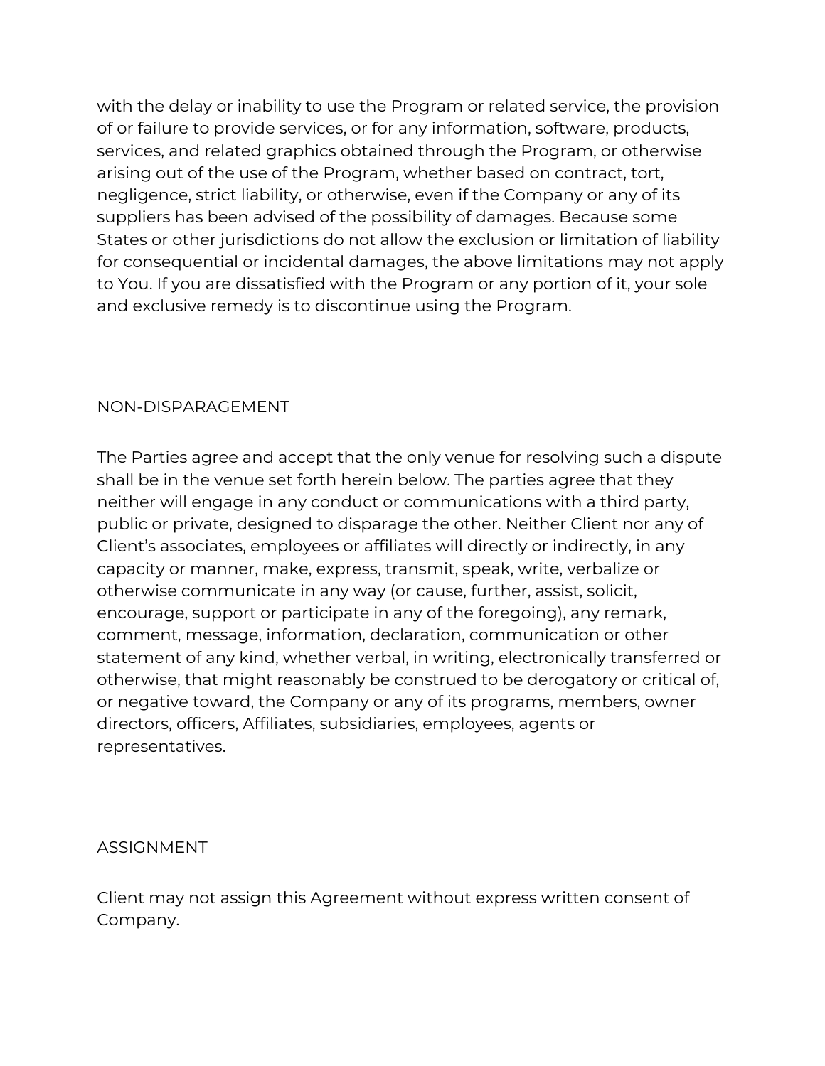with the delay or inability to use the Program or related service, the provision of or failure to provide services, or for any information, software, products, services, and related graphics obtained through the Program, or otherwise arising out of the use of the Program, whether based on contract, tort, negligence, strict liability, or otherwise, even if the Company or any of its suppliers has been advised of the possibility of damages. Because some States or other jurisdictions do not allow the exclusion or limitation of liability for consequential or incidental damages, the above limitations may not apply to You. If you are dissatisfied with the Program or any portion of it, your sole and exclusive remedy is to discontinue using the Program.

## NON-DISPARAGEMENT

The Parties agree and accept that the only venue for resolving such a dispute shall be in the venue set forth herein below. The parties agree that they neither will engage in any conduct or communications with a third party, public or private, designed to disparage the other. Neither Client nor any of Client's associates, employees or affiliates will directly or indirectly, in any capacity or manner, make, express, transmit, speak, write, verbalize or otherwise communicate in any way (or cause, further, assist, solicit, encourage, support or participate in any of the foregoing), any remark, comment, message, information, declaration, communication or other statement of any kind, whether verbal, in writing, electronically transferred or otherwise, that might reasonably be construed to be derogatory or critical of, or negative toward, the Company or any of its programs, members, owner directors, officers, Affiliates, subsidiaries, employees, agents or representatives.

## ASSIGNMENT

Client may not assign this Agreement without express written consent of Company.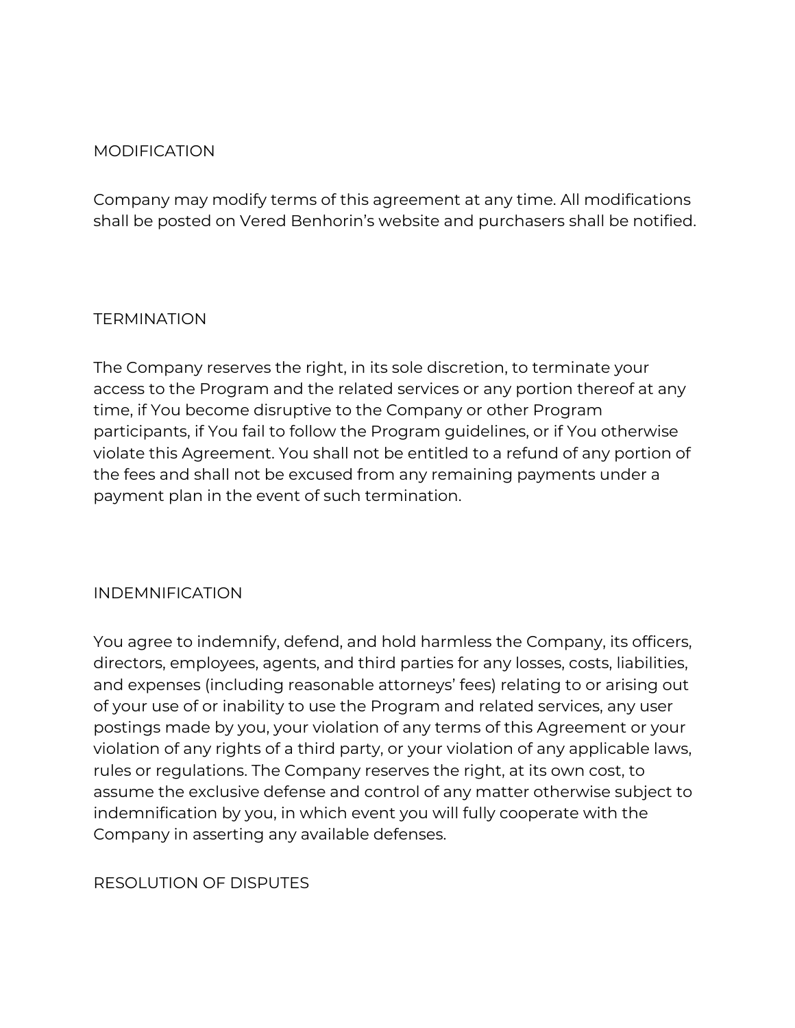## MODIFICATION

Company may modify terms of this agreement at any time. All modifications shall be posted on Vered Benhorin's website and purchasers shall be notified.

## TERMINATION

The Company reserves the right, in its sole discretion, to terminate your access to the Program and the related services or any portion thereof at any time, if You become disruptive to the Company or other Program participants, if You fail to follow the Program guidelines, or if You otherwise violate this Agreement. You shall not be entitled to a refund of any portion of the fees and shall not be excused from any remaining payments under a payment plan in the event of such termination.

## INDEMNIFICATION

You agree to indemnify, defend, and hold harmless the Company, its officers, directors, employees, agents, and third parties for any losses, costs, liabilities, and expenses (including reasonable attorneys' fees) relating to or arising out of your use of or inability to use the Program and related services, any user postings made by you, your violation of any terms of this Agreement or your violation of any rights of a third party, or your violation of any applicable laws, rules or regulations. The Company reserves the right, at its own cost, to assume the exclusive defense and control of any matter otherwise subject to indemnification by you, in which event you will fully cooperate with the Company in asserting any available defenses.

## RESOLUTION OF DISPUTES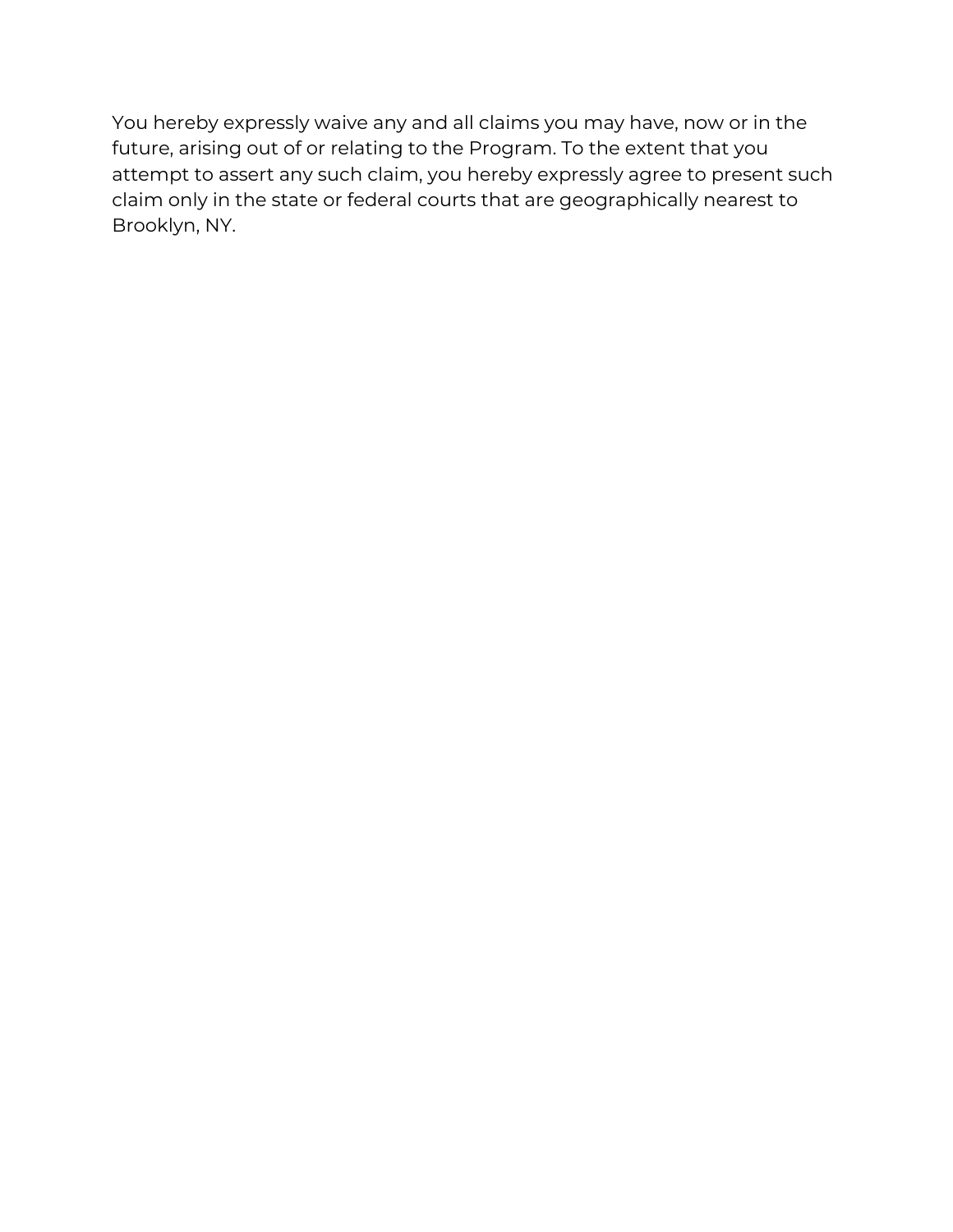You hereby expressly waive any and all claims you may have, now or in the future, arising out of or relating to the Program. To the extent that you attempt to assert any such claim, you hereby expressly agree to present such claim only in the state or federal courts that are geographically nearest to Brooklyn, NY.